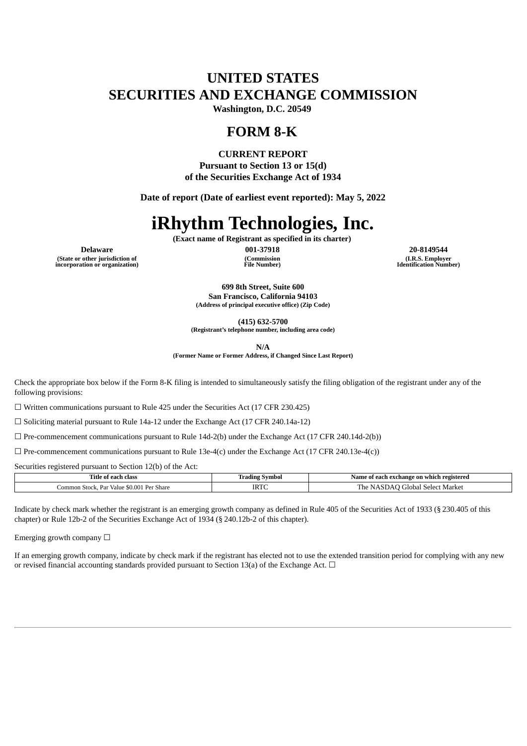# UNITED STATES
# SECURITIES AND EXCHANGE COMMISSION

**Washington, D.C. 20549**

## FORM 8-K

**CURRENT REPORT**
**Pursuant to Section 13 or 15(d)**
**of the Securities Exchange Act of 1934**

**Date of report (Date of earliest event reported): May 5, 2022**

# iRhythm Technologies, Inc.

**(Exact name of Registrant as specified in its charter)**

| Delaware | 001-37918 | 20-8149544 |
|---|---|---|
| (State or other jurisdiction of incorporation or organization) | (Commission File Number) | (I.R.S. Employer Identification Number) |

**699 8th Street, Suite 600**
**San Francisco, California 94103**
**(Address of principal executive office) (Zip Code)**

**(415) 632-5700**
**(Registrant's telephone number, including area code)**

**N/A**
**(Former Name or Former Address, if Changed Since Last Report)**

Check the appropriate box below if the Form 8-K filing is intended to simultaneously satisfy the filing obligation of the registrant under any of the following provisions:

☐ Written communications pursuant to Rule 425 under the Securities Act (17 CFR 230.425)

☐ Soliciting material pursuant to Rule 14a-12 under the Exchange Act (17 CFR 240.14a-12)

☐ Pre-commencement communications pursuant to Rule 14d-2(b) under the Exchange Act (17 CFR 240.14d-2(b))

☐ Pre-commencement communications pursuant to Rule 13e-4(c) under the Exchange Act (17 CFR 240.13e-4(c))

Securities registered pursuant to Section 12(b) of the Act:

| Title of each class | Trading Symbol | Name of each exchange on which registered |
|---|---|---|
| Common Stock, Par Value $0.001 Per Share | IRTC | The NASDAQ Global Select Market |

Indicate by check mark whether the registrant is an emerging growth company as defined in Rule 405 of the Securities Act of 1933 (§ 230.405 of this chapter) or Rule 12b-2 of the Securities Exchange Act of 1934 (§ 240.12b-2 of this chapter).

Emerging growth company ☐

If an emerging growth company, indicate by check mark if the registrant has elected not to use the extended transition period for complying with any new or revised financial accounting standards provided pursuant to Section 13(a) of the Exchange Act. ☐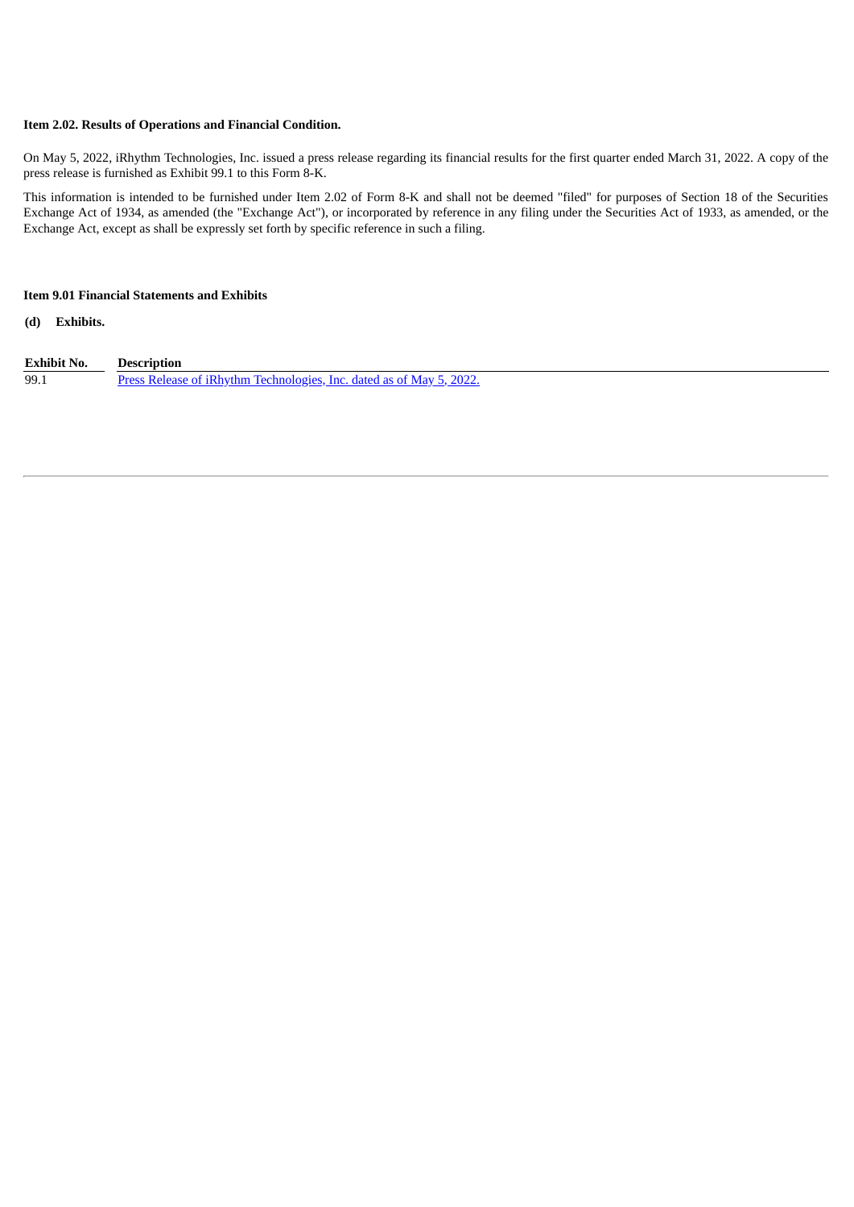**Item 2.02. Results of Operations and Financial Condition.**

On May 5, 2022, iRhythm Technologies, Inc. issued a press release regarding its financial results for the first quarter ended March 31, 2022. A copy of the press release is furnished as Exhibit 99.1 to this Form 8-K.

This information is intended to be furnished under Item 2.02 of Form 8-K and shall not be deemed "filed" for purposes of Section 18 of the Securities Exchange Act of 1934, as amended (the "Exchange Act"), or incorporated by reference in any filing under the Securities Act of 1933, as amended, or the Exchange Act, except as shall be expressly set forth by specific reference in such a filing.

**Item 9.01 Financial Statements and Exhibits**

**(d) Exhibits.**

| Exhibit No. | Description |
|---|---|
| 99.1 | Press Release of iRhythm Technologies, Inc. dated as of May 5, 2022. |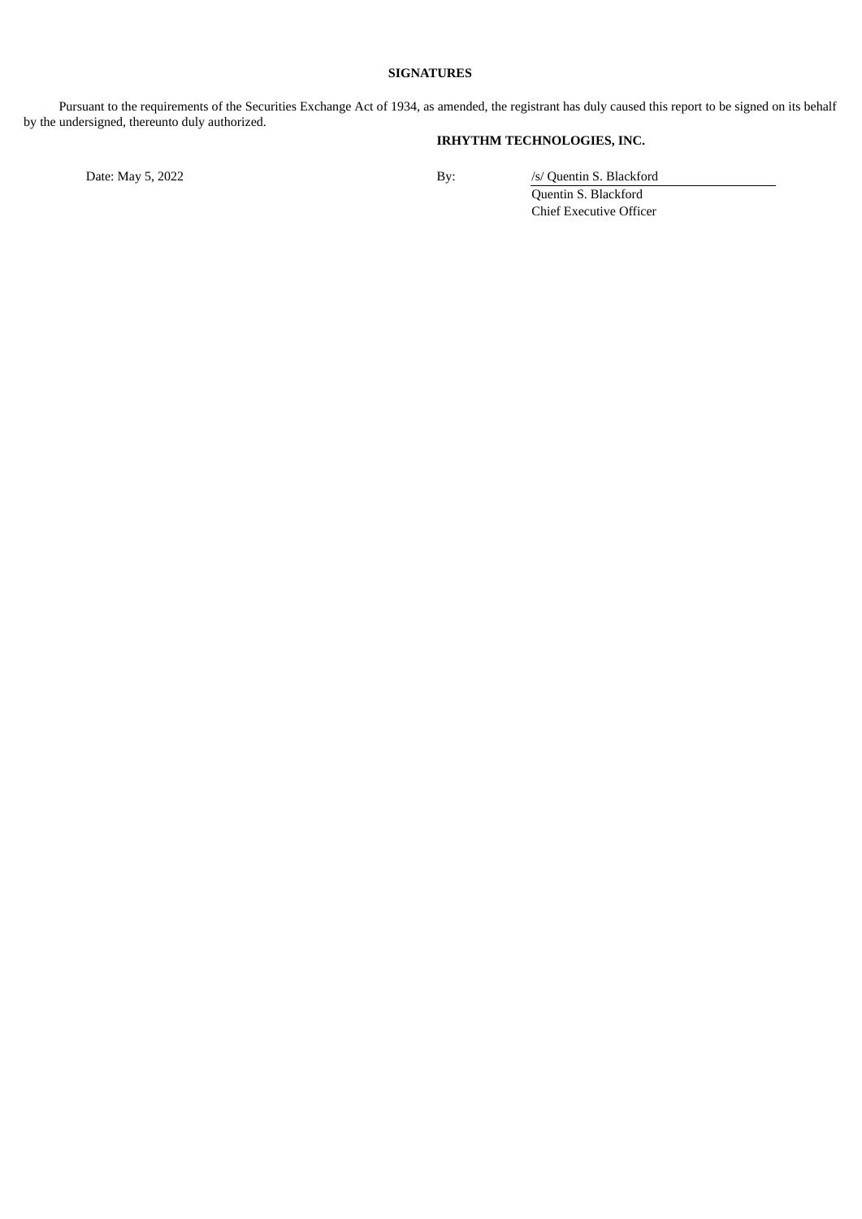**SIGNATURES**

Pursuant to the requirements of the Securities Exchange Act of 1934, as amended, the registrant has duly caused this report to be signed on its behalf by the undersigned, thereunto duly authorized.

**IRHYTHM TECHNOLOGIES, INC.**

| | | |
|---|---|---|
| Date: May 5, 2022 | By: | /s/ Quentin S. Blackford |
| | | Quentin S. Blackford |
| | | Chief Executive Officer |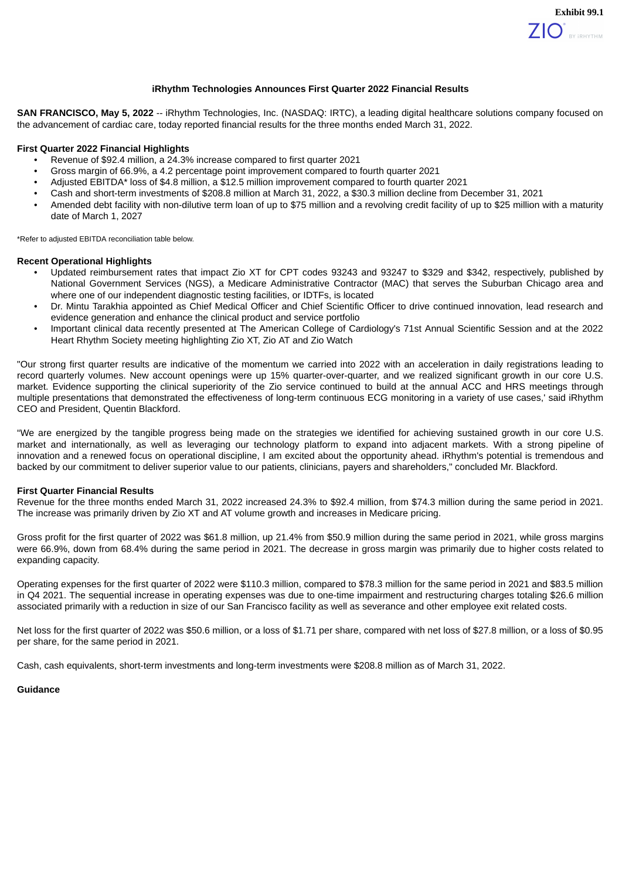Exhibit 99.1

# iRhythm Technologies Announces First Quarter 2022 Financial Results

**SAN FRANCISCO, May 5, 2022** -- iRhythm Technologies, Inc. (NASDAQ: IRTC), a leading digital healthcare solutions company focused on the advancement of cardiac care, today reported financial results for the three months ended March 31, 2022.

**First Quarter 2022 Financial Highlights**

- Revenue of $92.4 million, a 24.3% increase compared to first quarter 2021
- Gross margin of 66.9%, a 4.2 percentage point improvement compared to fourth quarter 2021
- Adjusted EBITDA* loss of $4.8 million, a $12.5 million improvement compared to fourth quarter 2021
- Cash and short-term investments of $208.8 million at March 31, 2022, a $30.3 million decline from December 31, 2021
- Amended debt facility with non-dilutive term loan of up to $75 million and a revolving credit facility of up to $25 million with a maturity date of March 1, 2027

*Refer to adjusted EBITDA reconciliation table below.

**Recent Operational Highlights**

- Updated reimbursement rates that impact Zio XT for CPT codes 93243 and 93247 to $329 and $342, respectively, published by National Government Services (NGS), a Medicare Administrative Contractor (MAC) that serves the Suburban Chicago area and where one of our independent diagnostic testing facilities, or IDTFs, is located
- Dr. Mintu Tarakhia appointed as Chief Medical Officer and Chief Scientific Officer to drive continued innovation, lead research and evidence generation and enhance the clinical product and service portfolio
- Important clinical data recently presented at The American College of Cardiology's 71st Annual Scientific Session and at the 2022 Heart Rhythm Society meeting highlighting Zio XT, Zio AT and Zio Watch

"Our strong first quarter results are indicative of the momentum we carried into 2022 with an acceleration in daily registrations leading to record quarterly volumes. New account openings were up 15% quarter-over-quarter, and we realized significant growth in our core U.S. market. Evidence supporting the clinical superiority of the Zio service continued to build at the annual ACC and HRS meetings through multiple presentations that demonstrated the effectiveness of long-term continuous ECG monitoring in a variety of use cases,' said iRhythm CEO and President, Quentin Blackford.

"We are energized by the tangible progress being made on the strategies we identified for achieving sustained growth in our core U.S. market and internationally, as well as leveraging our technology platform to expand into adjacent markets. With a strong pipeline of innovation and a renewed focus on operational discipline, I am excited about the opportunity ahead. iRhythm's potential is tremendous and backed by our commitment to deliver superior value to our patients, clinicians, payers and shareholders," concluded Mr. Blackford.

**First Quarter Financial Results**

Revenue for the three months ended March 31, 2022 increased 24.3% to $92.4 million, from $74.3 million during the same period in 2021. The increase was primarily driven by Zio XT and AT volume growth and increases in Medicare pricing.

Gross profit for the first quarter of 2022 was $61.8 million, up 21.4% from $50.9 million during the same period in 2021, while gross margins were 66.9%, down from 68.4% during the same period in 2021. The decrease in gross margin was primarily due to higher costs related to expanding capacity.

Operating expenses for the first quarter of 2022 were $110.3 million, compared to $78.3 million for the same period in 2021 and $83.5 million in Q4 2021. The sequential increase in operating expenses was due to one-time impairment and restructuring charges totaling $26.6 million associated primarily with a reduction in size of our San Francisco facility as well as severance and other employee exit related costs.

Net loss for the first quarter of 2022 was $50.6 million, or a loss of $1.71 per share, compared with net loss of $27.8 million, or a loss of $0.95 per share, for the same period in 2021.

Cash, cash equivalents, short-term investments and long-term investments were $208.8 million as of March 31, 2022.

**Guidance**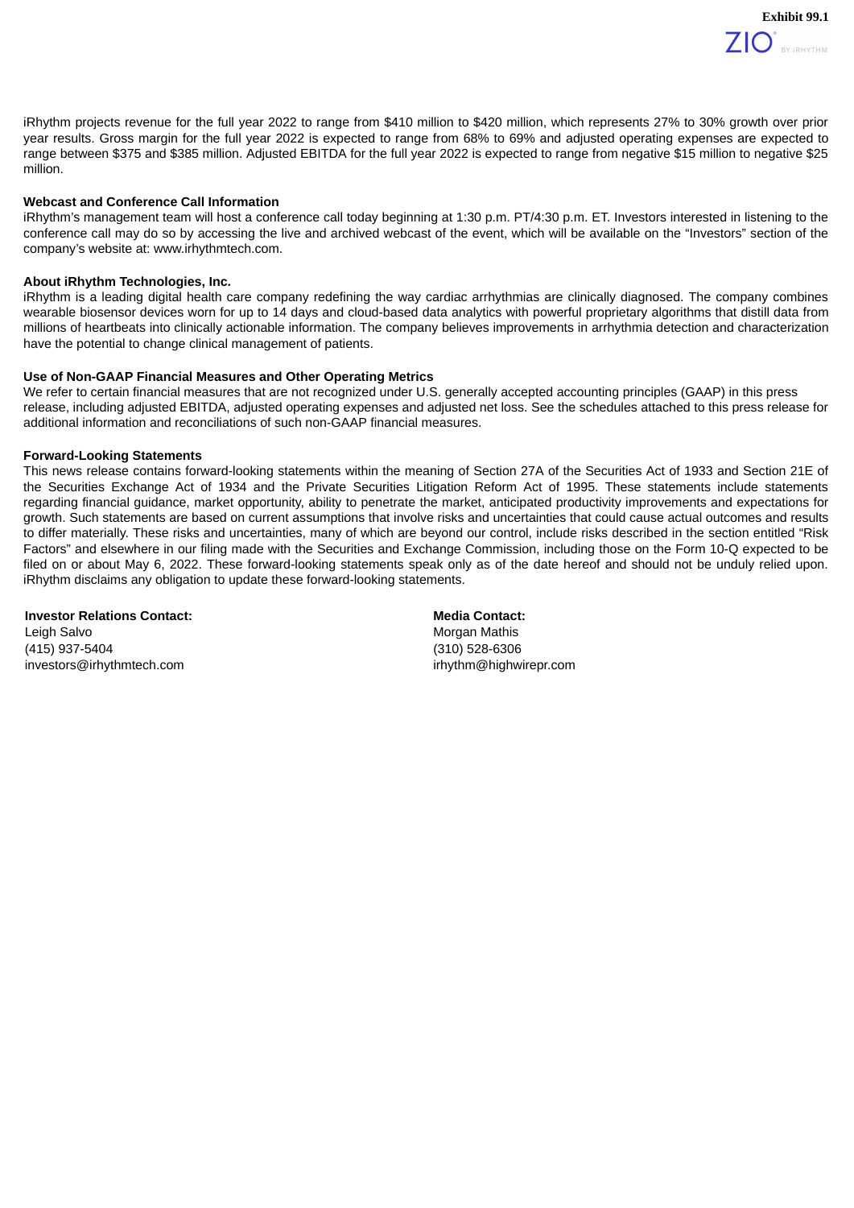iRhythm projects revenue for the full year 2022 to range from $410 million to $420 million, which represents 27% to 30% growth over prior year results. Gross margin for the full year 2022 is expected to range from 68% to 69% and adjusted operating expenses are expected to range between $375 and $385 million. Adjusted EBITDA for the full year 2022 is expected to range from negative $15 million to negative $25 million.

**Webcast and Conference Call Information**

iRhythm's management team will host a conference call today beginning at 1:30 p.m. PT/4:30 p.m. ET. Investors interested in listening to the conference call may do so by accessing the live and archived webcast of the event, which will be available on the "Investors" section of the company's website at: www.irhythmtech.com.

**About iRhythm Technologies, Inc.**

iRhythm is a leading digital health care company redefining the way cardiac arrhythmias are clinically diagnosed. The company combines wearable biosensor devices worn for up to 14 days and cloud-based data analytics with powerful proprietary algorithms that distill data from millions of heartbeats into clinically actionable information. The company believes improvements in arrhythmia detection and characterization have the potential to change clinical management of patients.

**Use of Non-GAAP Financial Measures and Other Operating Metrics**

We refer to certain financial measures that are not recognized under U.S. generally accepted accounting principles (GAAP) in this press release, including adjusted EBITDA, adjusted operating expenses and adjusted net loss. See the schedules attached to this press release for additional information and reconciliations of such non-GAAP financial measures.

**Forward-Looking Statements**

This news release contains forward-looking statements within the meaning of Section 27A of the Securities Act of 1933 and Section 21E of the Securities Exchange Act of 1934 and the Private Securities Litigation Reform Act of 1995. These statements include statements regarding financial guidance, market opportunity, ability to penetrate the market, anticipated productivity improvements and expectations for growth. Such statements are based on current assumptions that involve risks and uncertainties that could cause actual outcomes and results to differ materially. These risks and uncertainties, many of which are beyond our control, include risks described in the section entitled "Risk Factors" and elsewhere in our filing made with the Securities and Exchange Commission, including those on the Form 10-Q expected to be filed on or about May 6, 2022. These forward-looking statements speak only as of the date hereof and should not be unduly relied upon. iRhythm disclaims any obligation to update these forward-looking statements.

**Investor Relations Contact:**
Leigh Salvo
(415) 937-5404
investors@irhythmtech.com

**Media Contact:**
Morgan Mathis
(310) 528-6306
irhythm@highwirepr.com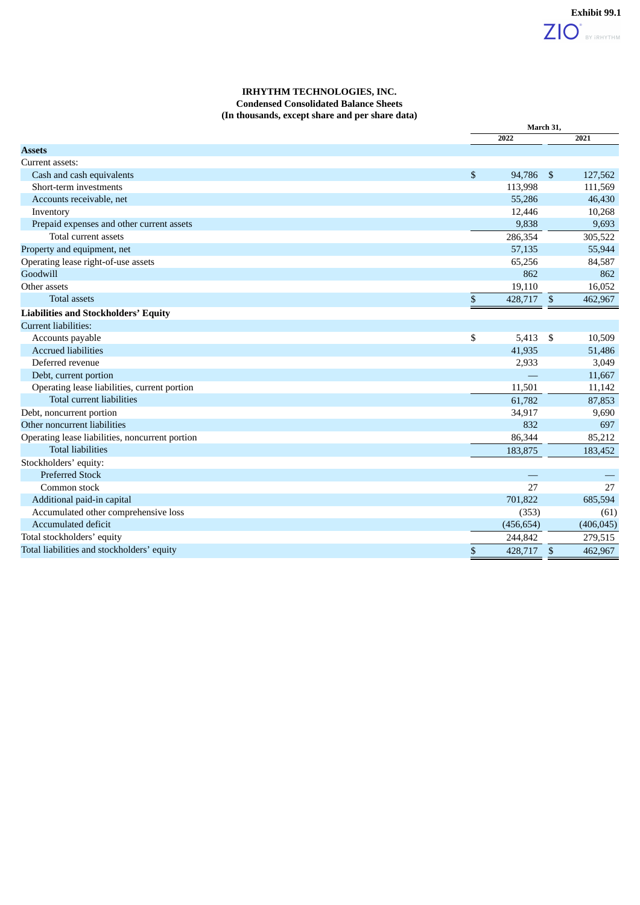Exhibit 99.1

**IRHYTHM TECHNOLOGIES, INC.**
**Condensed Consolidated Balance Sheets**
**(In thousands, except share and per share data)**

| | March 31, 2022 | March 31, 2021 |
|---|---|---|
| **Assets** | | |
| Current assets: | | |
| Cash and cash equivalents | $ 94,786 | $ 127,562 |
| Short-term investments | 113,998 | 111,569 |
| Accounts receivable, net | 55,286 | 46,430 |
| Inventory | 12,446 | 10,268 |
| Prepaid expenses and other current assets | 9,838 | 9,693 |
| Total current assets | 286,354 | 305,522 |
| Property and equipment, net | 57,135 | 55,944 |
| Operating lease right-of-use assets | 65,256 | 84,587 |
| Goodwill | 862 | 862 |
| Other assets | 19,110 | 16,052 |
| Total assets | $ 428,717 | $ 462,967 |
| **Liabilities and Stockholders' Equity** | | |
| Current liabilities: | | |
| Accounts payable | $ 5,413 | $ 10,509 |
| Accrued liabilities | 41,935 | 51,486 |
| Deferred revenue | 2,933 | 3,049 |
| Debt, current portion | — | 11,667 |
| Operating lease liabilities, current portion | 11,501 | 11,142 |
| Total current liabilities | 61,782 | 87,853 |
| Debt, noncurrent portion | 34,917 | 9,690 |
| Other noncurrent liabilities | 832 | 697 |
| Operating lease liabilities, noncurrent portion | 86,344 | 85,212 |
| Total liabilities | 183,875 | 183,452 |
| Stockholders' equity: | | |
| Preferred Stock | — | — |
| Common stock | 27 | 27 |
| Additional paid-in capital | 701,822 | 685,594 |
| Accumulated other comprehensive loss | (353) | (61) |
| Accumulated deficit | (456,654) | (406,045) |
| Total stockholders' equity | 244,842 | 279,515 |
| Total liabilities and stockholders' equity | $ 428,717 | $ 462,967 |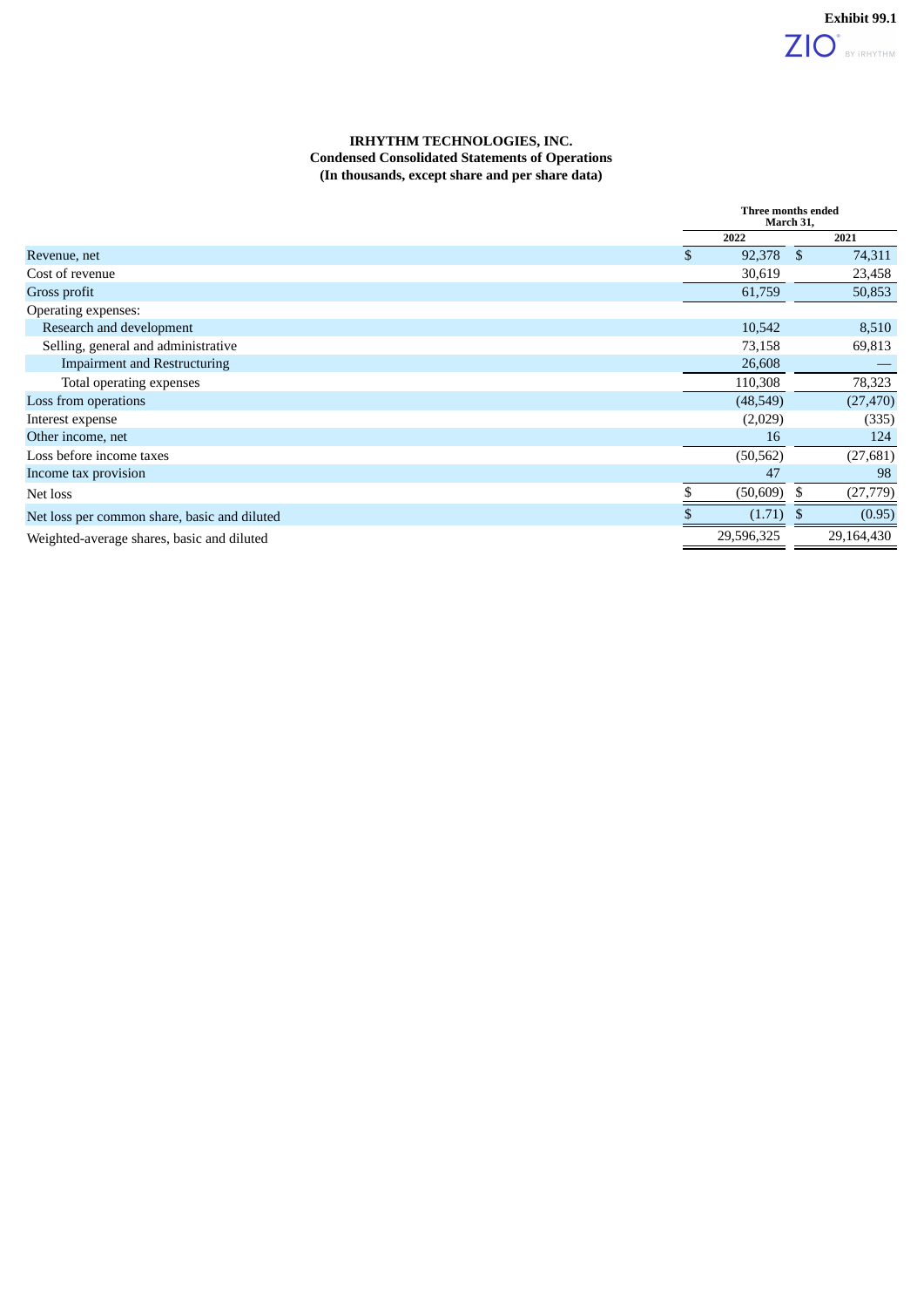Exhibit 99.1

**IRHYTHM TECHNOLOGIES, INC.**
**Condensed Consolidated Statements of Operations**
**(In thousands, except share and per share data)**

| | Three months ended March 31, | |
|---|---|---|
| | 2022 | 2021 |
| Revenue, net | $ 92,378 | $ 74,311 |
| Cost of revenue | 30,619 | 23,458 |
| Gross profit | 61,759 | 50,853 |
| Operating expenses: | | |
| Research and development | 10,542 | 8,510 |
| Selling, general and administrative | 73,158 | 69,813 |
| Impairment and Restructuring | 26,608 | — |
| Total operating expenses | 110,308 | 78,323 |
| Loss from operations | (48,549) | (27,470) |
| Interest expense | (2,029) | (335) |
| Other income, net | 16 | 124 |
| Loss before income taxes | (50,562) | (27,681) |
| Income tax provision | 47 | 98 |
| Net loss | $ (50,609) | $ (27,779) |
| Net loss per common share, basic and diluted | $ (1.71) | $ (0.95) |
| Weighted-average shares, basic and diluted | 29,596,325 | 29,164,430 |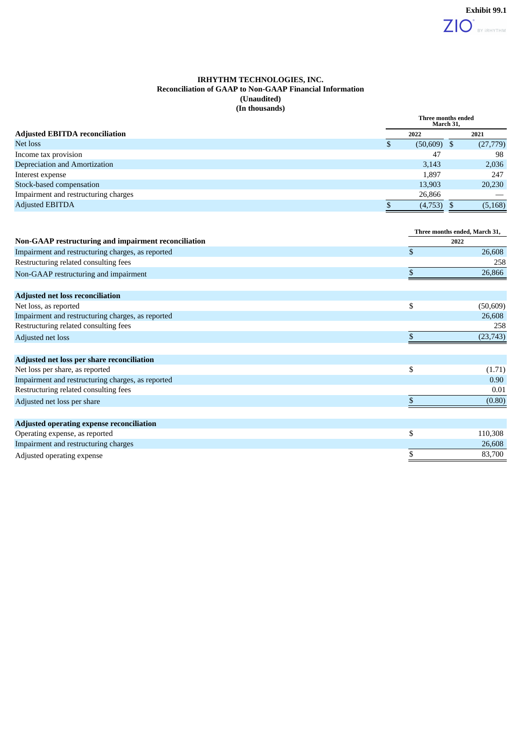Exhibit 99.1

ZIO® BY iRHYTHM

**IRHYTHM TECHNOLOGIES, INC.**
**Reconciliation of GAAP to Non-GAAP Financial Information**
**(Unaudited)**
**(In thousands)**

| | Three months ended March 31, | |
|---|---|---|
| **Adjusted EBITDA reconciliation** | **2022** | **2021** |
| Net loss | $ (50,609) | $ (27,779) |
| Income tax provision | 47 | 98 |
| Depreciation and Amortization | 3,143 | 2,036 |
| Interest expense | 1,897 | 247 |
| Stock-based compensation | 13,903 | 20,230 |
| Impairment and restructuring charges | 26,866 | — |
| Adjusted EBITDA | $ (4,753) | $ (5,168) |

| | Three months ended, March 31, |
|---|---|
| **Non-GAAP restructuring and impairment reconciliation** | **2022** |
| Impairment and restructuring charges, as reported | $ 26,608 |
| Restructuring related consulting fees | 258 |
| Non-GAAP restructuring and impairment | $ 26,866 |
| | |
| **Adjusted net loss reconciliation** | |
| Net loss, as reported | $ (50,609) |
| Impairment and restructuring charges, as reported | 26,608 |
| Restructuring related consulting fees | 258 |
| Adjusted net loss | $ (23,743) |
| | |
| **Adjusted net loss per share reconciliation** | |
| Net loss per share, as reported | $ (1.71) |
| Impairment and restructuring charges, as reported | 0.90 |
| Restructuring related consulting fees | 0.01 |
| Adjusted net loss per share | $ (0.80) |
| | |
| **Adjusted operating expense reconciliation** | |
| Operating expense, as reported | $ 110,308 |
| Impairment and restructuring charges | 26,608 |
| Adjusted operating expense | $ 83,700 |